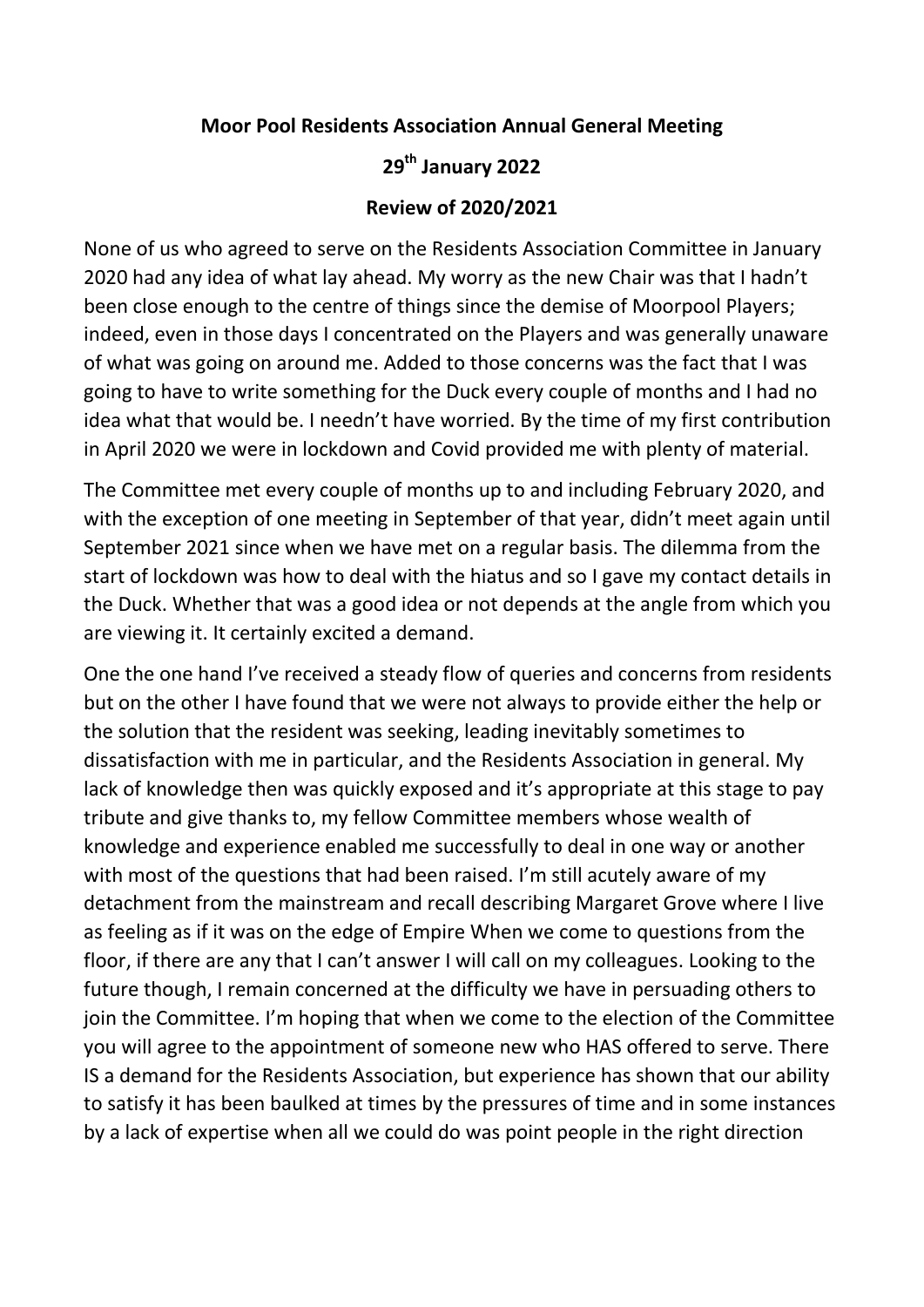**Moor Pool Residents Association Annual General Meeting**

**29th January 2022**

**Review of 2020/2021**

None of us who agreed to serve on the Residents Association Committee in January 2020 had any idea of what lay ahead. My worry as the new Chair was that I hadn't been close enough to the centre of things since the demise of Moorpool Players; indeed, even in those days I concentrated on the Players and was generally unaware of what was going on around me. Added to those concerns was the fact that I was going to have to write something for the Duck every couple of months and I had no idea what that would be. I needn't have worried. By the time of my first contribution in April 2020 we were in lockdown and Covid provided me with plenty of material.

The Committee met every couple of months up to and including February 2020, and with the exception of one meeting in September of that year, didn't meet again until September 2021 since when we have met on a regular basis. The dilemma from the start of lockdown was how to deal with the hiatus and so I gave my contact details in the Duck. Whether that was a good idea or not depends at the angle from which you are viewing it. It certainly excited a demand.

One the one hand I've received a steady flow of queries and concerns from residents but on the other I have found that we were not always to provide either the help or the solution that the resident was seeking, leading inevitably sometimes to dissatisfaction with me in particular, and the Residents Association in general. My lack of knowledge then was quickly exposed and it's appropriate at this stage to pay tribute and give thanks to, my fellow Committee members whose wealth of knowledge and experience enabled me successfully to deal in one way or another with most of the questions that had been raised. I'm still acutely aware of my detachment from the mainstream and recall describing Margaret Grove where I live as feeling as if it was on the edge of Empire When we come to questions from the floor, if there are any that I can't answer I will call on my colleagues. Looking to the future though, I remain concerned at the difficulty we have in persuading others to join the Committee. I'm hoping that when we come to the election of the Committee you will agree to the appointment of someone new who HAS offered to serve. There IS a demand for the Residents Association, but experience has shown that our ability to satisfy it has been baulked at times by the pressures of time and in some instances by a lack of expertise when all we could do was point people in the right direction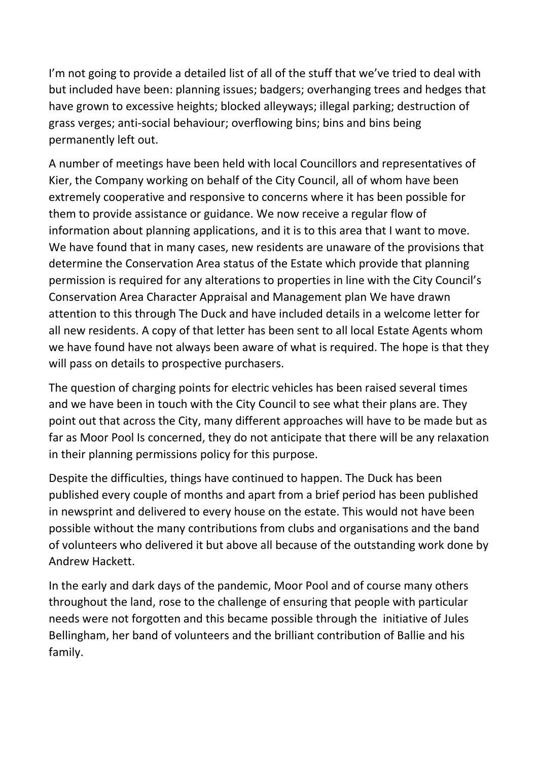I'm not going to provide a detailed list of all of the stuff that we've tried to deal with but included have been: planning issues; badgers; overhanging trees and hedges that have grown to excessive heights; blocked alleyways; illegal parking; destruction of grass verges; anti-social behaviour; overflowing bins; bins and bins being permanently left out.

A number of meetings have been held with local Councillors and representatives of Kier, the Company working on behalf of the City Council, all of whom have been extremely cooperative and responsive to concerns where it has been possible for them to provide assistance or guidance. We now receive a regular flow of information about planning applications, and it is to this area that I want to move. We have found that in many cases, new residents are unaware of the provisions that determine the Conservation Area status of the Estate which provide that planning permission is required for any alterations to properties in line with the City Council's Conservation Area Character Appraisal and Management plan We have drawn attention to this through The Duck and have included details in a welcome letter for all new residents. A copy of that letter has been sent to all local Estate Agents whom we have found have not always been aware of what is required. The hope is that they will pass on details to prospective purchasers.

The question of charging points for electric vehicles has been raised several times and we have been in touch with the City Council to see what their plans are. They point out that across the City, many different approaches will have to be made but as far as Moor Pool Is concerned, they do not anticipate that there will be any relaxation in their planning permissions policy for this purpose.

Despite the difficulties, things have continued to happen. The Duck has been published every couple of months and apart from a brief period has been published in newsprint and delivered to every house on the estate. This would not have been possible without the many contributions from clubs and organisations and the band of volunteers who delivered it but above all because of the outstanding work done by Andrew Hackett.

In the early and dark days of the pandemic, Moor Pool and of course many others throughout the land, rose to the challenge of ensuring that people with particular needs were not forgotten and this became possible through the initiative of Jules Bellingham, her band of volunteers and the brilliant contribution of Ballie and his family.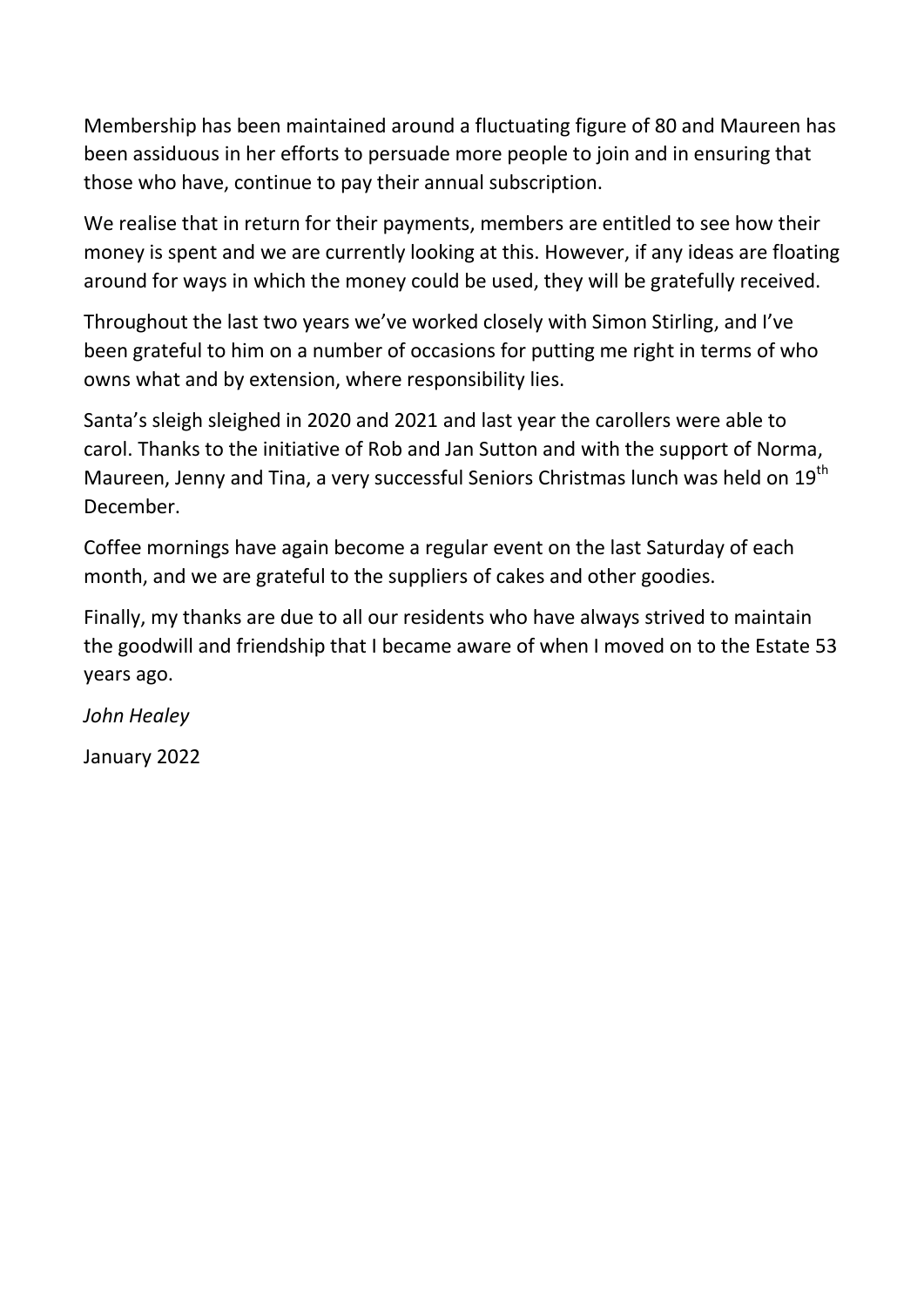Membership has been maintained around a fluctuating figure of 80 and Maureen has been assiduous in her efforts to persuade more people to join and in ensuring that those who have, continue to pay their annual subscription.

We realise that in return for their payments, members are entitled to see how their money is spent and we are currently looking at this. However, if any ideas are floating around for ways in which the money could be used, they will be gratefully received.

Throughout the last two years we've worked closely with Simon Stirling, and I've been grateful to him on a number of occasions for putting me right in terms of who owns what and by extension, where responsibility lies.

Santa's sleigh sleighed in 2020 and 2021 and last year the carollers were able to carol. Thanks to the initiative of Rob and Jan Sutton and with the support of Norma, Maureen, Jenny and Tina, a very successful Seniors Christmas lunch was held on 19th December.

Coffee mornings have again become a regular event on the last Saturday of each month, and we are grateful to the suppliers of cakes and other goodies.

Finally, my thanks are due to all our residents who have always strived to maintain the goodwill and friendship that I became aware of when I moved on to the Estate 53 years ago.

*John Healey*

January 2022